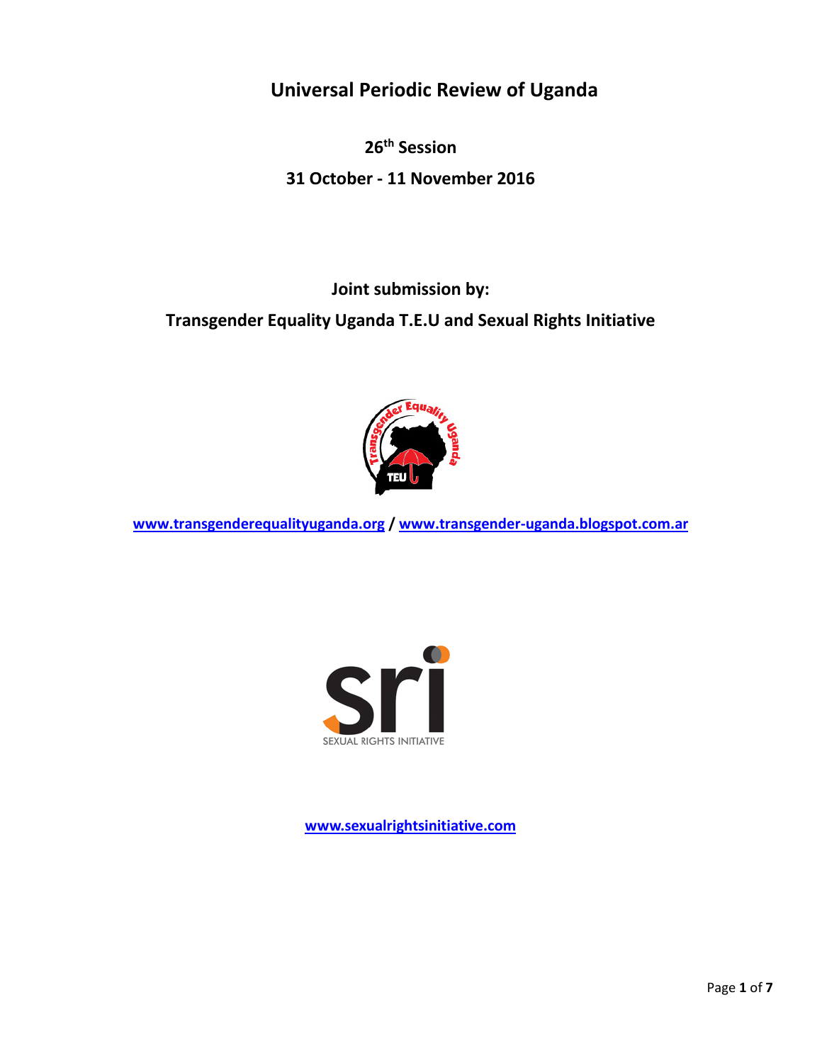# Universal Periodic Review of Uganda

**26th Session**

**31 October - 11 November 2016**

**Joint submission by:**

**Transgender Equality Uganda T.E.U and Sexual Rights Initiative**

**www.transgenderequalityuganda.org / www.transgender-uganda.blogspot.com.ar**

**www.sexualrightsinitiative.com**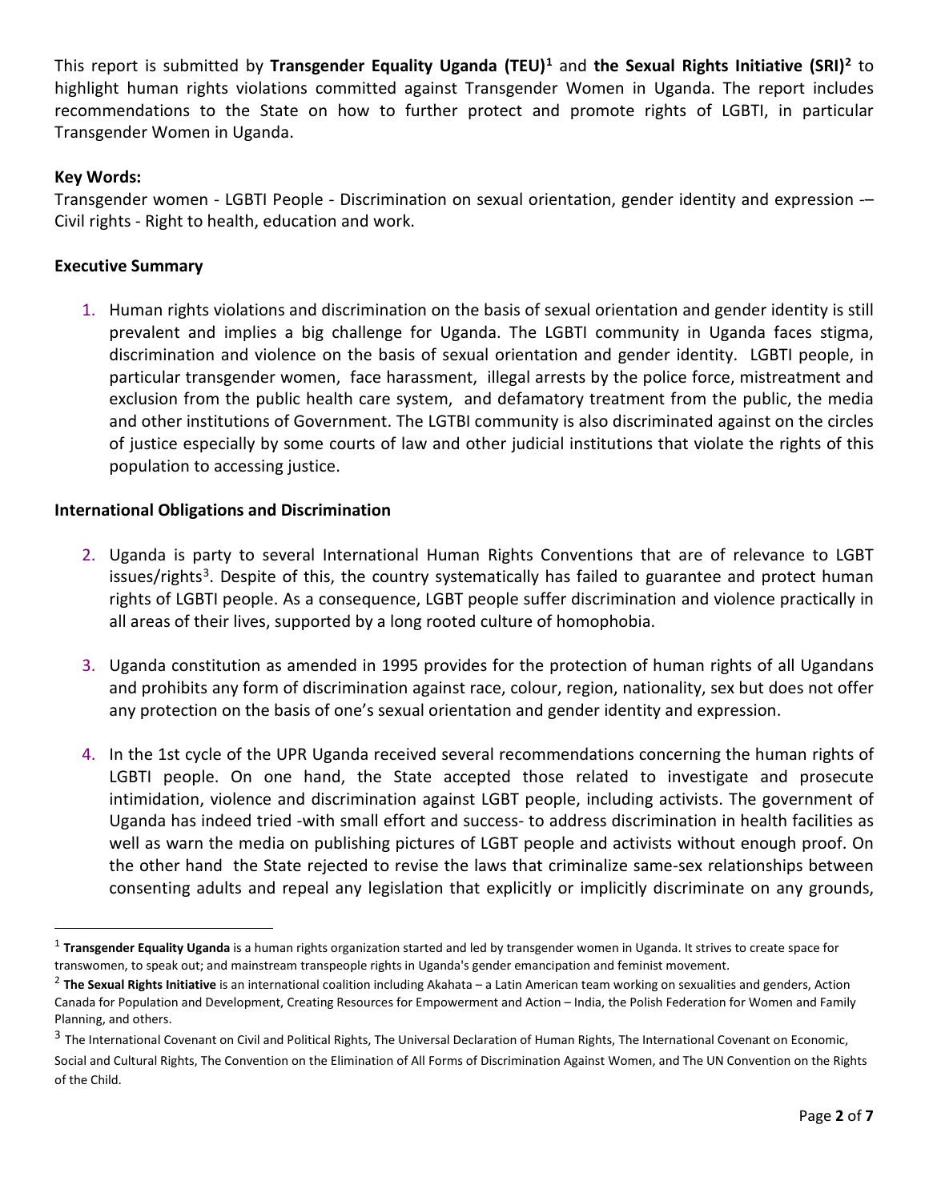This report is submitted by **Transgender Equality Uganda (TEU)**[1] and **the Sexual Rights Initiative (SRI)**[2] to highlight human rights violations committed against Transgender Women in Uganda. The report includes recommendations to the State on how to further protect and promote rights of LGBTI, in particular Transgender Women in Uganda.

**Key Words:**

Transgender women - LGBTI People - Discrimination on sexual orientation, gender identity and expression -– Civil rights - Right to health, education and work.

**Executive Summary**

1. Human rights violations and discrimination on the basis of sexual orientation and gender identity is still prevalent and implies a big challenge for Uganda. The LGBTI community in Uganda faces stigma, discrimination and violence on the basis of sexual orientation and gender identity. LGBTI people, in particular transgender women, face harassment, illegal arrests by the police force, mistreatment and exclusion from the public health care system, and defamatory treatment from the public, the media and other institutions of Government. The LGTBI community is also discriminated against on the circles of justice especially by some courts of law and other judicial institutions that violate the rights of this population to accessing justice.

**International Obligations and Discrimination**

2. Uganda is party to several International Human Rights Conventions that are of relevance to LGBT issues/rights[3]. Despite of this, the country systematically has failed to guarantee and protect human rights of LGBTI people. As a consequence, LGBT people suffer discrimination and violence practically in all areas of their lives, supported by a long rooted culture of homophobia.

3. Uganda constitution as amended in 1995 provides for the protection of human rights of all Ugandans and prohibits any form of discrimination against race, colour, region, nationality, sex but does not offer any protection on the basis of one's sexual orientation and gender identity and expression.

4. In the 1st cycle of the UPR Uganda received several recommendations concerning the human rights of LGBTI people. On one hand, the State accepted those related to investigate and prosecute intimidation, violence and discrimination against LGBT people, including activists. The government of Uganda has indeed tried -with small effort and success- to address discrimination in health facilities as well as warn the media on publishing pictures of LGBT people and activists without enough proof. On the other hand the State rejected to revise the laws that criminalize same-sex relationships between consenting adults and repeal any legislation that explicitly or implicitly discriminate on any grounds,

---

[1] **Transgender Equality Uganda** is a human rights organization started and led by transgender women in Uganda. It strives to create space for transwomen, to speak out; and mainstream transpeople rights in Uganda's gender emancipation and feminist movement.

[2] **The Sexual Rights Initiative** is an international coalition including Akahata – a Latin American team working on sexualities and genders, Action Canada for Population and Development, Creating Resources for Empowerment and Action – India, the Polish Federation for Women and Family Planning, and others.

[3] The International Covenant on Civil and Political Rights, The Universal Declaration of Human Rights, The International Covenant on Economic, Social and Cultural Rights, The Convention on the Elimination of All Forms of Discrimination Against Women, and The UN Convention on the Rights of the Child.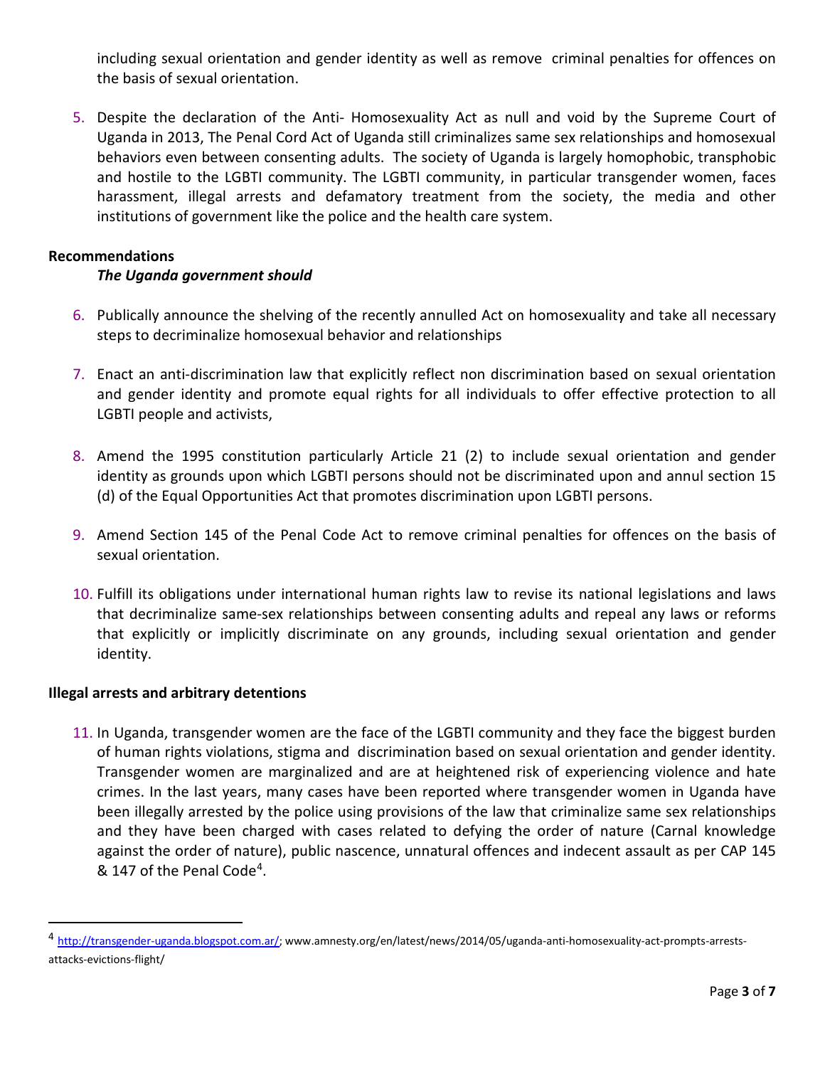including sexual orientation and gender identity as well as remove criminal penalties for offences on the basis of sexual orientation.

5. Despite the declaration of the Anti- Homosexuality Act as null and void by the Supreme Court of Uganda in 2013, The Penal Cord Act of Uganda still criminalizes same sex relationships and homosexual behaviors even between consenting adults. The society of Uganda is largely homophobic, transphobic and hostile to the LGBTI community. The LGBTI community, in particular transgender women, faces harassment, illegal arrests and defamatory treatment from the society, the media and other institutions of government like the police and the health care system.

**Recommendations**

***The Uganda government should***

6. Publically announce the shelving of the recently annulled Act on homosexuality and take all necessary steps to decriminalize homosexual behavior and relationships

7. Enact an anti-discrimination law that explicitly reflect non discrimination based on sexual orientation and gender identity and promote equal rights for all individuals to offer effective protection to all LGBTI people and activists,

8. Amend the 1995 constitution particularly Article 21 (2) to include sexual orientation and gender identity as grounds upon which LGBTI persons should not be discriminated upon and annul section 15 (d) of the Equal Opportunities Act that promotes discrimination upon LGBTI persons.

9. Amend Section 145 of the Penal Code Act to remove criminal penalties for offences on the basis of sexual orientation.

10. Fulfill its obligations under international human rights law to revise its national legislations and laws that decriminalize same-sex relationships between consenting adults and repeal any laws or reforms that explicitly or implicitly discriminate on any grounds, including sexual orientation and gender identity.

**Illegal arrests and arbitrary detentions**

11. In Uganda, transgender women are the face of the LGBTI community and they face the biggest burden of human rights violations, stigma and discrimination based on sexual orientation and gender identity. Transgender women are marginalized and are at heightened risk of experiencing violence and hate crimes. In the last years, many cases have been reported where transgender women in Uganda have been illegally arrested by the police using provisions of the law that criminalize same sex relationships and they have been charged with cases related to defying the order of nature (Carnal knowledge against the order of nature), public nascence, unnatural offences and indecent assault as per CAP 145 & 147 of the Penal Code[4].

---

[4] http://transgender-uganda.blogspot.com.ar/; www.amnesty.org/en/latest/news/2014/05/uganda-anti-homosexuality-act-prompts-arrests-attacks-evictions-flight/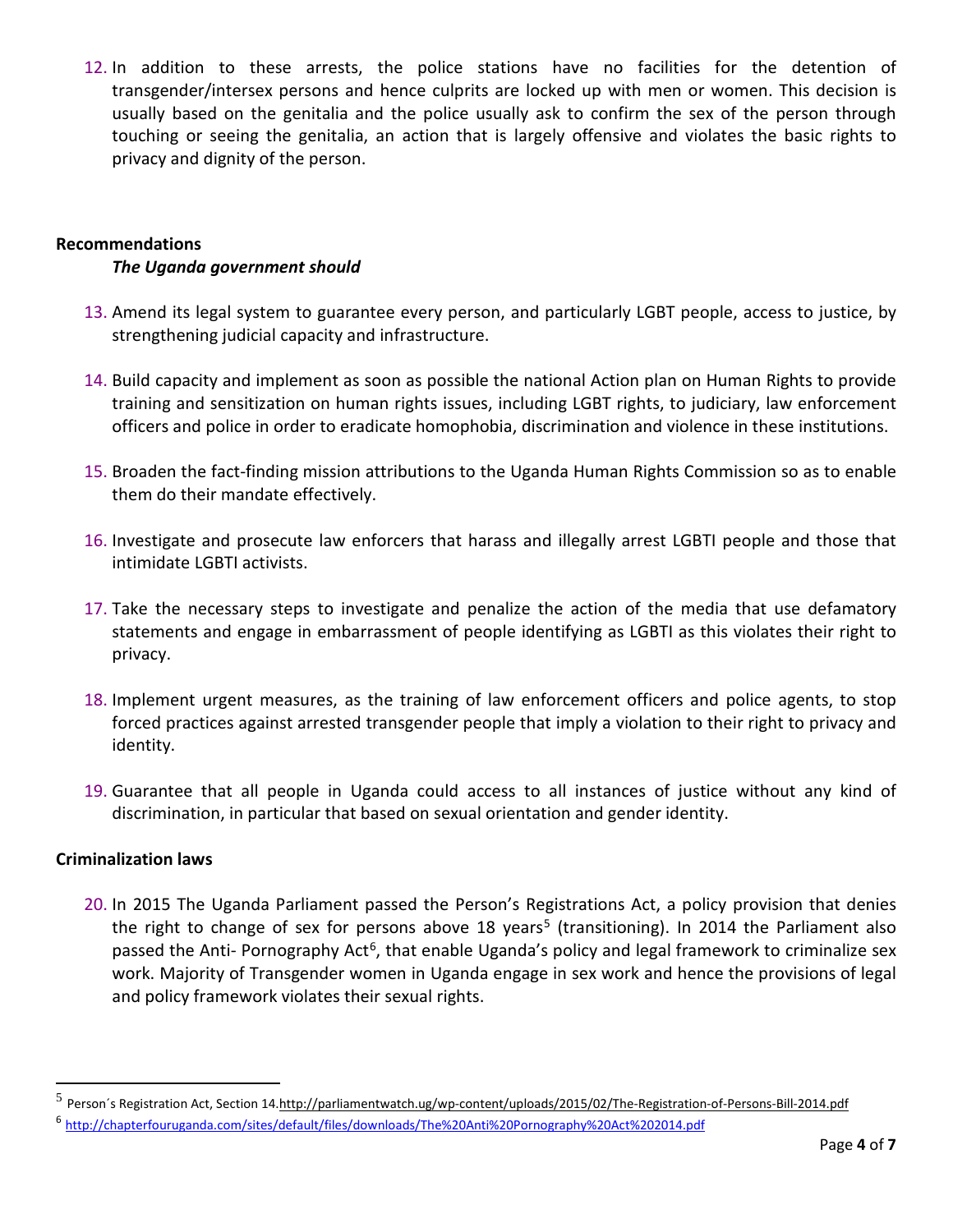12. In addition to these arrests, the police stations have no facilities for the detention of transgender/intersex persons and hence culprits are locked up with men or women. This decision is usually based on the genitalia and the police usually ask to confirm the sex of the person through touching or seeing the genitalia, an action that is largely offensive and violates the basic rights to privacy and dignity of the person.

**Recommendations**

***The Uganda government should***

13. Amend its legal system to guarantee every person, and particularly LGBT people, access to justice, by strengthening judicial capacity and infrastructure.

14. Build capacity and implement as soon as possible the national Action plan on Human Rights to provide training and sensitization on human rights issues, including LGBT rights, to judiciary, law enforcement officers and police in order to eradicate homophobia, discrimination and violence in these institutions.

15. Broaden the fact-finding mission attributions to the Uganda Human Rights Commission so as to enable them do their mandate effectively.

16. Investigate and prosecute law enforcers that harass and illegally arrest LGBTI people and those that intimidate LGBTI activists.

17. Take the necessary steps to investigate and penalize the action of the media that use defamatory statements and engage in embarrassment of people identifying as LGBTI as this violates their right to privacy.

18. Implement urgent measures, as the training of law enforcement officers and police agents, to stop forced practices against arrested transgender people that imply a violation to their right to privacy and identity.

19. Guarantee that all people in Uganda could access to all instances of justice without any kind of discrimination, in particular that based on sexual orientation and gender identity.

**Criminalization laws**

20. In 2015 The Uganda Parliament passed the Person's Registrations Act, a policy provision that denies the right to change of sex for persons above 18 years[5] (transitioning). In 2014 the Parliament also passed the Anti- Pornography Act[6], that enable Uganda's policy and legal framework to criminalize sex work. Majority of Transgender women in Uganda engage in sex work and hence the provisions of legal and policy framework violates their sexual rights.

---

[5] Person´s Registration Act, Section 14.http://parliamentwatch.ug/wp-content/uploads/2015/02/The-Registration-of-Persons-Bill-2014.pdf

[6] http://chapterfouruganda.com/sites/default/files/downloads/The%20Anti%20Pornography%20Act%202014.pdf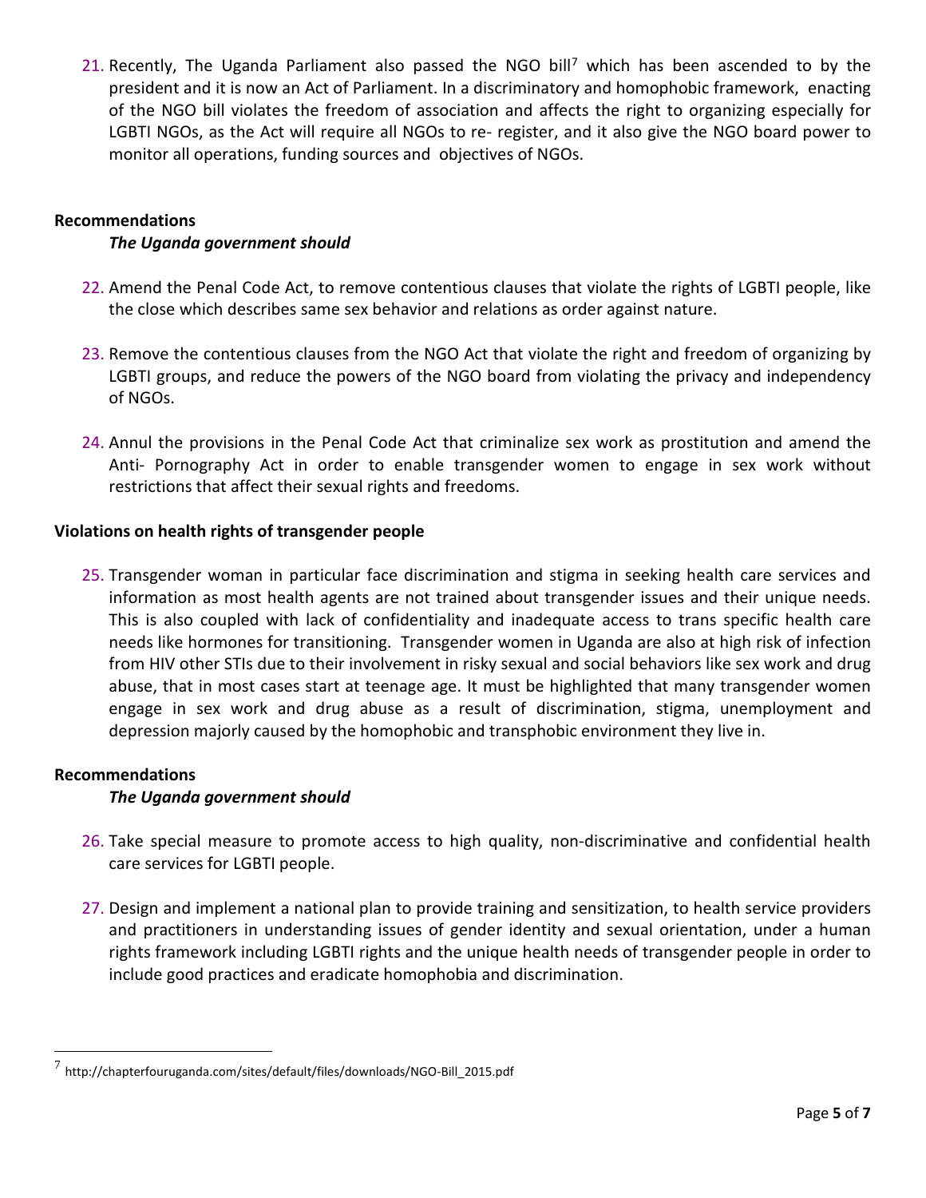21. Recently, The Uganda Parliament also passed the NGO bill[7] which has been ascended to by the president and it is now an Act of Parliament. In a discriminatory and homophobic framework, enacting of the NGO bill violates the freedom of association and affects the right to organizing especially for LGBTI NGOs, as the Act will require all NGOs to re- register, and it also give the NGO board power to monitor all operations, funding sources and objectives of NGOs.

**Recommendations**

***The Uganda government should***

22. Amend the Penal Code Act, to remove contentious clauses that violate the rights of LGBTI people, like the close which describes same sex behavior and relations as order against nature.

23. Remove the contentious clauses from the NGO Act that violate the right and freedom of organizing by LGBTI groups, and reduce the powers of the NGO board from violating the privacy and independency of NGOs.

24. Annul the provisions in the Penal Code Act that criminalize sex work as prostitution and amend the Anti- Pornography Act in order to enable transgender women to engage in sex work without restrictions that affect their sexual rights and freedoms.

**Violations on health rights of transgender people**

25. Transgender woman in particular face discrimination and stigma in seeking health care services and information as most health agents are not trained about transgender issues and their unique needs. This is also coupled with lack of confidentiality and inadequate access to trans specific health care needs like hormones for transitioning. Transgender women in Uganda are also at high risk of infection from HIV other STIs due to their involvement in risky sexual and social behaviors like sex work and drug abuse, that in most cases start at teenage age. It must be highlighted that many transgender women engage in sex work and drug abuse as a result of discrimination, stigma, unemployment and depression majorly caused by the homophobic and transphobic environment they live in.

**Recommendations**

***The Uganda government should***

26. Take special measure to promote access to high quality, non-discriminative and confidential health care services for LGBTI people.

27. Design and implement a national plan to provide training and sensitization, to health service providers and practitioners in understanding issues of gender identity and sexual orientation, under a human rights framework including LGBTI rights and the unique health needs of transgender people in order to include good practices and eradicate homophobia and discrimination.

---

[7] http://chapterfouruganda.com/sites/default/files/downloads/NGO-Bill_2015.pdf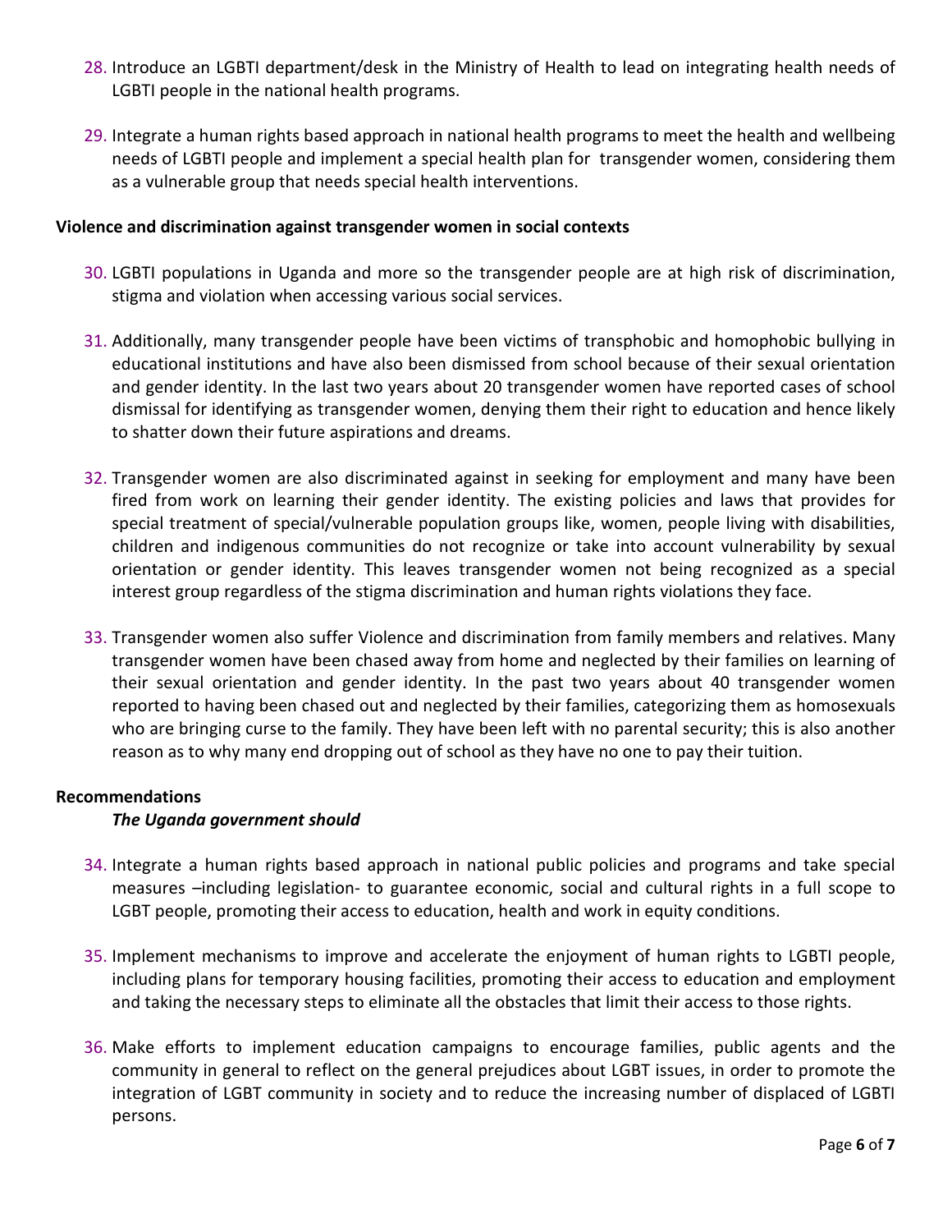28. Introduce an LGBTI department/desk in the Ministry of Health to lead on integrating health needs of LGBTI people in the national health programs.

29. Integrate a human rights based approach in national health programs to meet the health and wellbeing needs of LGBTI people and implement a special health plan for transgender women, considering them as a vulnerable group that needs special health interventions.

**Violence and discrimination against transgender women in social contexts**

30. LGBTI populations in Uganda and more so the transgender people are at high risk of discrimination, stigma and violation when accessing various social services.

31. Additionally, many transgender people have been victims of transphobic and homophobic bullying in educational institutions and have also been dismissed from school because of their sexual orientation and gender identity. In the last two years about 20 transgender women have reported cases of school dismissal for identifying as transgender women, denying them their right to education and hence likely to shatter down their future aspirations and dreams.

32. Transgender women are also discriminated against in seeking for employment and many have been fired from work on learning their gender identity. The existing policies and laws that provides for special treatment of special/vulnerable population groups like, women, people living with disabilities, children and indigenous communities do not recognize or take into account vulnerability by sexual orientation or gender identity. This leaves transgender women not being recognized as a special interest group regardless of the stigma discrimination and human rights violations they face.

33. Transgender women also suffer Violence and discrimination from family members and relatives. Many transgender women have been chased away from home and neglected by their families on learning of their sexual orientation and gender identity. In the past two years about 40 transgender women reported to having been chased out and neglected by their families, categorizing them as homosexuals who are bringing curse to the family. They have been left with no parental security; this is also another reason as to why many end dropping out of school as they have no one to pay their tuition.

**Recommendations**

***The Uganda government should***

34. Integrate a human rights based approach in national public policies and programs and take special measures –including legislation- to guarantee economic, social and cultural rights in a full scope to LGBT people, promoting their access to education, health and work in equity conditions.

35. Implement mechanisms to improve and accelerate the enjoyment of human rights to LGBTI people, including plans for temporary housing facilities, promoting their access to education and employment and taking the necessary steps to eliminate all the obstacles that limit their access to those rights.

36. Make efforts to implement education campaigns to encourage families, public agents and the community in general to reflect on the general prejudices about LGBT issues, in order to promote the integration of LGBT community in society and to reduce the increasing number of displaced of LGBTI persons.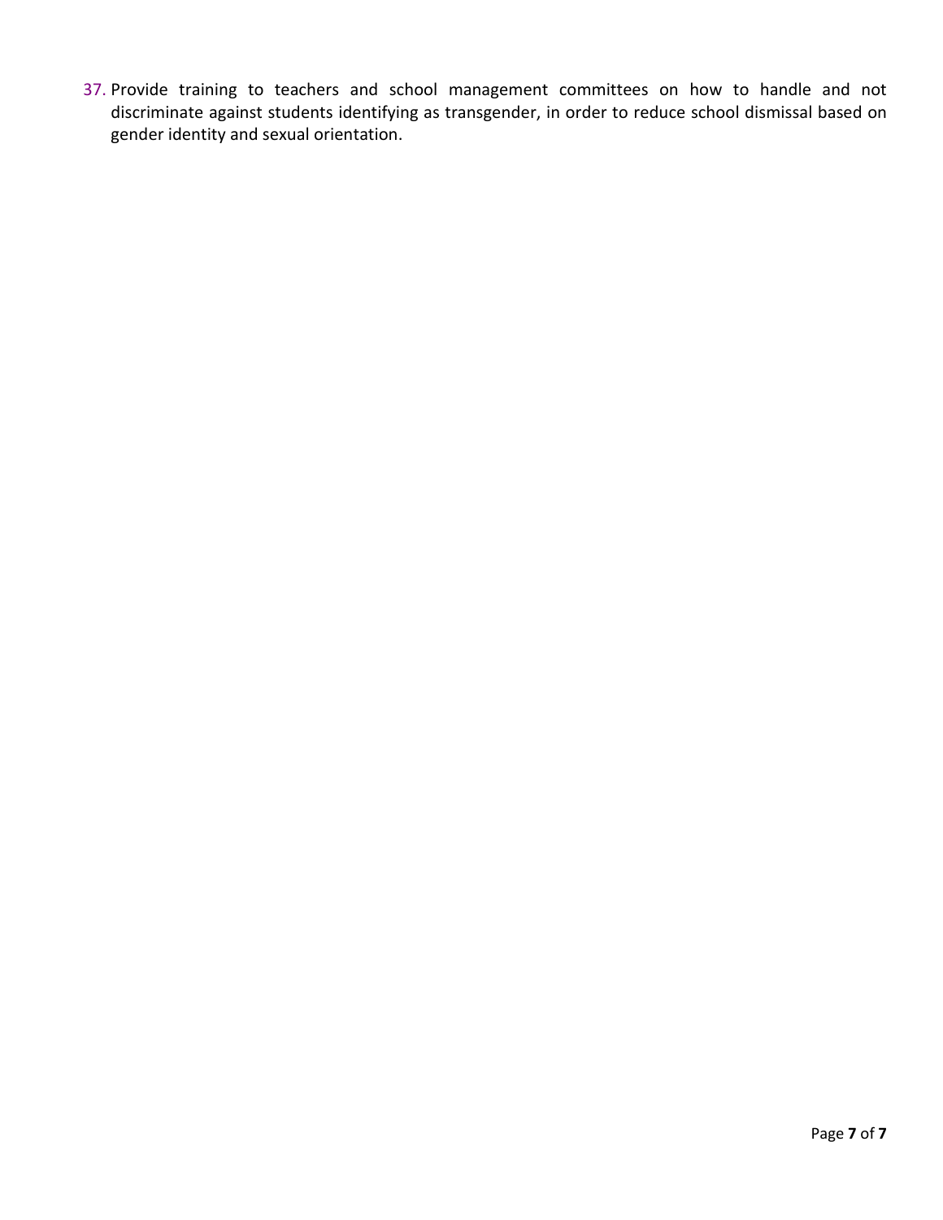37. Provide training to teachers and school management committees on how to handle and not discriminate against students identifying as transgender, in order to reduce school dismissal based on gender identity and sexual orientation.